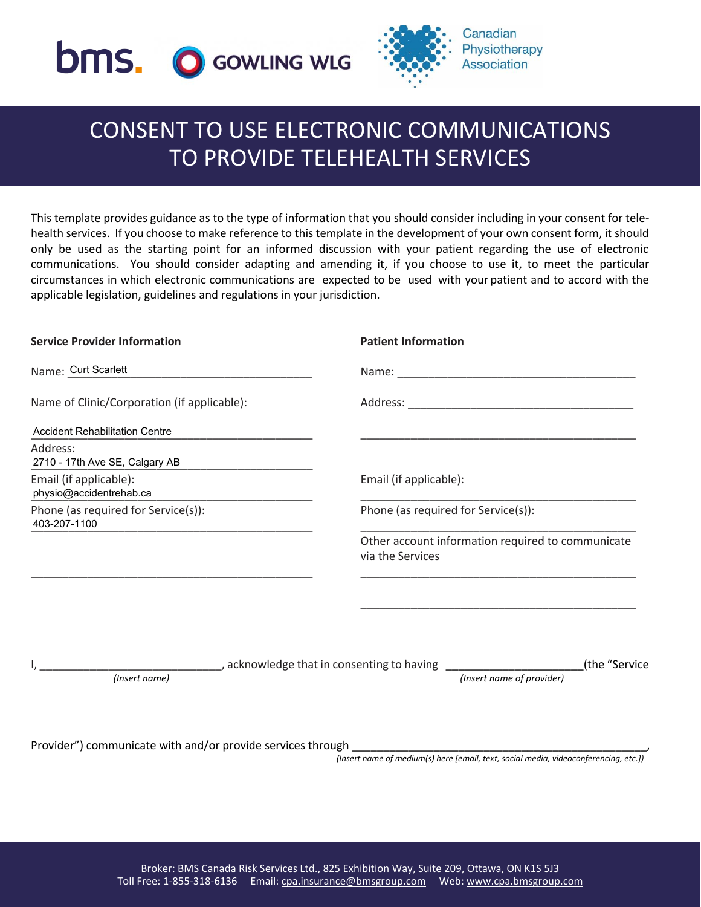bms. GOWLING WLG Canadian Physiotherapy Association

# CONSENT TO USE ELECTRONIC COMMUNICATIONS TO PROVIDE TELEHEALTH SERVICES

This template provides guidance as to the type of information that you should consider including in your consent for telehealth services. If you choose to make reference to this template in the development of your own consent form, it should only be used as the starting point for an informed discussion with your patient regarding the use of electronic communications. You should consider adapting and amending it, if you choose to use it, to meet the particular circumstances in which electronic communications are expected to be used with your patient and to accord with the applicable legislation, guidelines and regulations in your jurisdiction.

**Service Provider Information**

Name: Curt Scarlett

Name of Clinic/Corporation (if applicable):
Accident Rehabilitation Centre

Address:
2710 - 17th Ave SE, Calgary AB

Email (if applicable):
physio@accidentrehab.ca

Phone (as required for Service(s)):
403-207-1100

\_\_\_\_\_\_\_\_\_\_\_\_\_\_\_\_\_\_\_\_\_\_\_\_\_\_\_\_\_\_\_\_\_\_\_\_\_\_\_\_\_\_\_\_

**Patient Information**

Name: \_\_\_\_\_\_\_\_\_\_\_\_\_\_\_\_\_\_\_\_\_\_\_\_\_\_\_\_\_\_\_\_\_\_\_\_

Address: \_\_\_\_\_\_\_\_\_\_\_\_\_\_\_\_\_\_\_\_\_\_\_\_\_\_\_\_\_\_\_\_\_\_

\_\_\_\_\_\_\_\_\_\_\_\_\_\_\_\_\_\_\_\_\_\_\_\_\_\_\_\_\_\_\_\_\_\_\_\_\_\_\_\_\_\_\_\_

Email (if applicable):
\_\_\_\_\_\_\_\_\_\_\_\_\_\_\_\_\_\_\_\_\_\_\_\_\_\_\_\_\_\_\_\_\_\_\_\_\_\_\_\_\_\_\_\_

Phone (as required for Service(s)):
\_\_\_\_\_\_\_\_\_\_\_\_\_\_\_\_\_\_\_\_\_\_\_\_\_\_\_\_\_\_\_\_\_\_\_\_\_\_\_\_\_\_\_\_

Other account information required to communicate via the Services
\_\_\_\_\_\_\_\_\_\_\_\_\_\_\_\_\_\_\_\_\_\_\_\_\_\_\_\_\_\_\_\_\_\_\_\_\_\_\_\_\_\_\_\_

\_\_\_\_\_\_\_\_\_\_\_\_\_\_\_\_\_\_\_\_\_\_\_\_\_\_\_\_\_\_\_\_\_\_\_\_\_\_\_\_\_\_\_\_

I, \_\_\_\_\_\_\_\_\_\_\_\_\_\_\_\_\_\_\_\_\_\_\_\_\_\_\_\_\_\_ *(Insert name)*, acknowledge that in consenting to having \_\_\_\_\_\_\_\_\_\_\_\_\_\_\_\_\_\_\_\_\_\_ *(Insert name of provider)* (the "Service Provider") communicate with and/or provide services through \_\_\_\_\_\_\_\_\_\_\_\_\_\_\_\_\_\_\_\_\_\_\_\_\_\_\_\_\_\_\_\_\_\_\_\_\_\_\_\_\_\_\_\_\_\_\_\_, *(Insert name of medium(s) here [email, text, social media, videoconferencing, etc.])*

Broker: BMS Canada Risk Services Ltd., 825 Exhibition Way, Suite 209, Ottawa, ON K1S 5J3
Toll Free: 1-855-318-6136 Email: cpa.insurance@bmsgroup.com Web: www.cpa.bmsgroup.com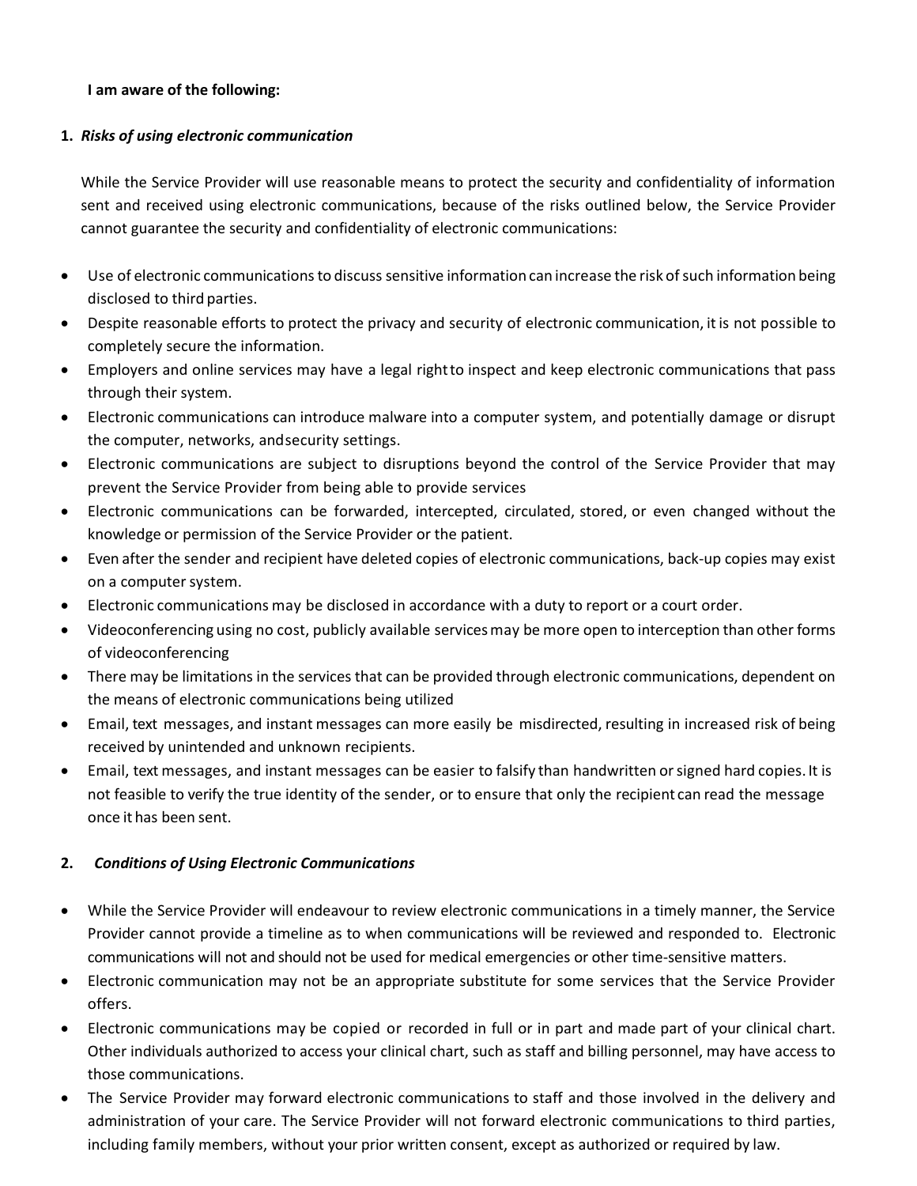**I am aware of the following:**

1. ***Risks of using electronic communication***

While the Service Provider will use reasonable means to protect the security and confidentiality of information sent and received using electronic communications, because of the risks outlined below, the Service Provider cannot guarantee the security and confidentiality of electronic communications:

- Use of electronic communications to discuss sensitive information can increase the risk of such information being disclosed to third parties.
- Despite reasonable efforts to protect the privacy and security of electronic communication, it is not possible to completely secure the information.
- Employers and online services may have a legal right to inspect and keep electronic communications that pass through their system.
- Electronic communications can introduce malware into a computer system, and potentially damage or disrupt the computer, networks, and security settings.
- Electronic communications are subject to disruptions beyond the control of the Service Provider that may prevent the Service Provider from being able to provide services
- Electronic communications can be forwarded, intercepted, circulated, stored, or even changed without the knowledge or permission of the Service Provider or the patient.
- Even after the sender and recipient have deleted copies of electronic communications, back-up copies may exist on a computer system.
- Electronic communications may be disclosed in accordance with a duty to report or a court order.
- Videoconferencing using no cost, publicly available services may be more open to interception than other forms of videoconferencing
- There may be limitations in the services that can be provided through electronic communications, dependent on the means of electronic communications being utilized
- Email, text messages, and instant messages can more easily be misdirected, resulting in increased risk of being received by unintended and unknown recipients.
- Email, text messages, and instant messages can be easier to falsify than handwritten or signed hard copies. It is not feasible to verify the true identity of the sender, or to ensure that only the recipient can read the message once it has been sent.

2. ***Conditions of Using Electronic Communications***

- While the Service Provider will endeavour to review electronic communications in a timely manner, the Service Provider cannot provide a timeline as to when communications will be reviewed and responded to. Electronic communications will not and should not be used for medical emergencies or other time-sensitive matters.
- Electronic communication may not be an appropriate substitute for some services that the Service Provider offers.
- Electronic communications may be copied or recorded in full or in part and made part of your clinical chart. Other individuals authorized to access your clinical chart, such as staff and billing personnel, may have access to those communications.
- The Service Provider may forward electronic communications to staff and those involved in the delivery and administration of your care. The Service Provider will not forward electronic communications to third parties, including family members, without your prior written consent, except as authorized or required by law.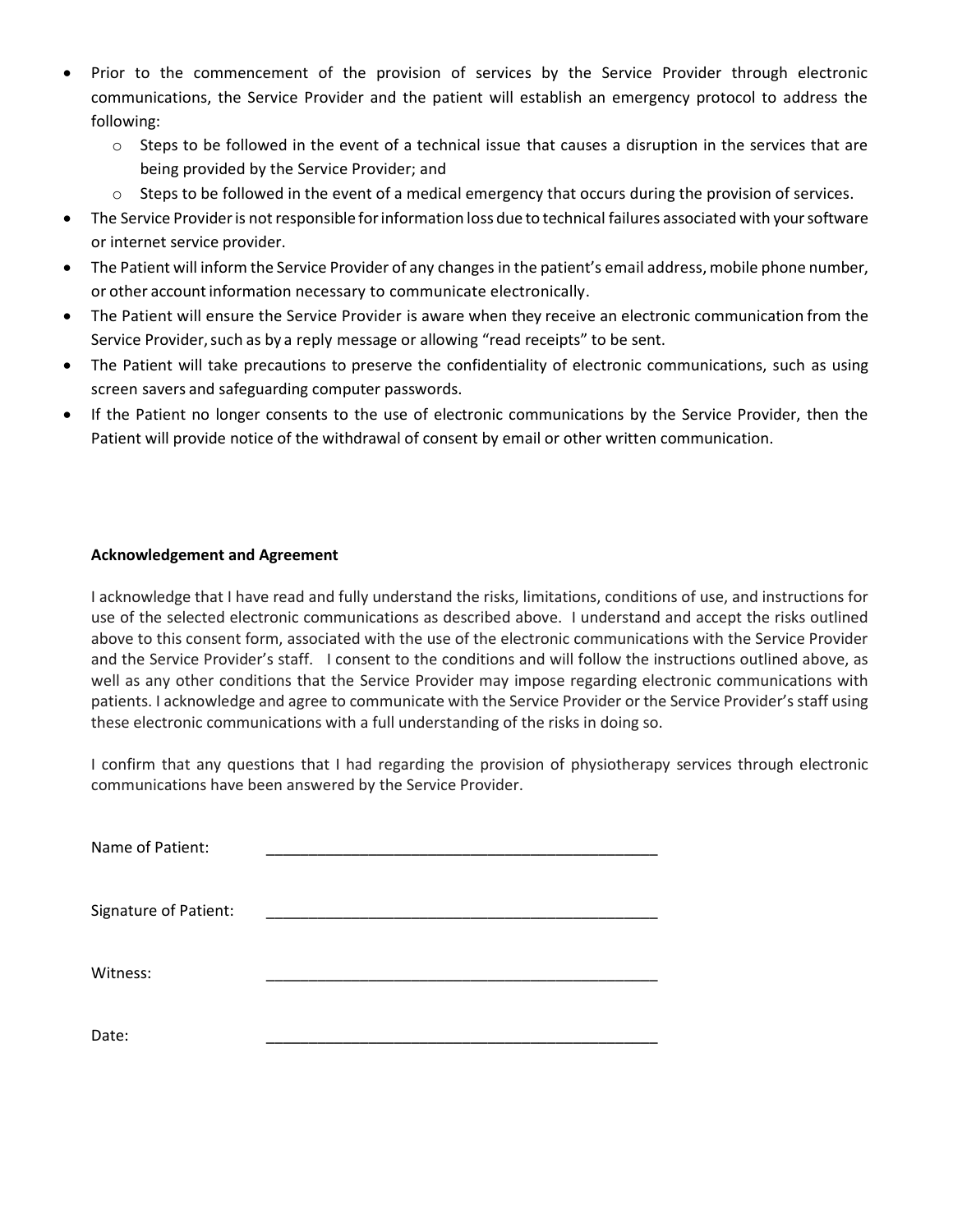- Prior to the commencement of the provision of services by the Service Provider through electronic communications, the Service Provider and the patient will establish an emergency protocol to address the following:
  - Steps to be followed in the event of a technical issue that causes a disruption in the services that are being provided by the Service Provider; and
  - Steps to be followed in the event of a medical emergency that occurs during the provision of services.
- The Service Provider is not responsible for information loss due to technical failures associated with your software or internet service provider.
- The Patient will inform the Service Provider of any changes in the patient's email address, mobile phone number, or other account information necessary to communicate electronically.
- The Patient will ensure the Service Provider is aware when they receive an electronic communication from the Service Provider, such as by a reply message or allowing "read receipts" to be sent.
- The Patient will take precautions to preserve the confidentiality of electronic communications, such as using screen savers and safeguarding computer passwords.
- If the Patient no longer consents to the use of electronic communications by the Service Provider, then the Patient will provide notice of the withdrawal of consent by email or other written communication.

**Acknowledgement and Agreement**

I acknowledge that I have read and fully understand the risks, limitations, conditions of use, and instructions for use of the selected electronic communications as described above. I understand and accept the risks outlined above to this consent form, associated with the use of the electronic communications with the Service Provider and the Service Provider's staff. I consent to the conditions and will follow the instructions outlined above, as well as any other conditions that the Service Provider may impose regarding electronic communications with patients. I acknowledge and agree to communicate with the Service Provider or the Service Provider's staff using these electronic communications with a full understanding of the risks in doing so.

I confirm that any questions that I had regarding the provision of physiotherapy services through electronic communications have been answered by the Service Provider.

Name of Patient: _______________________________________________

Signature of Patient: _______________________________________________

Witness: _______________________________________________

Date: _______________________________________________